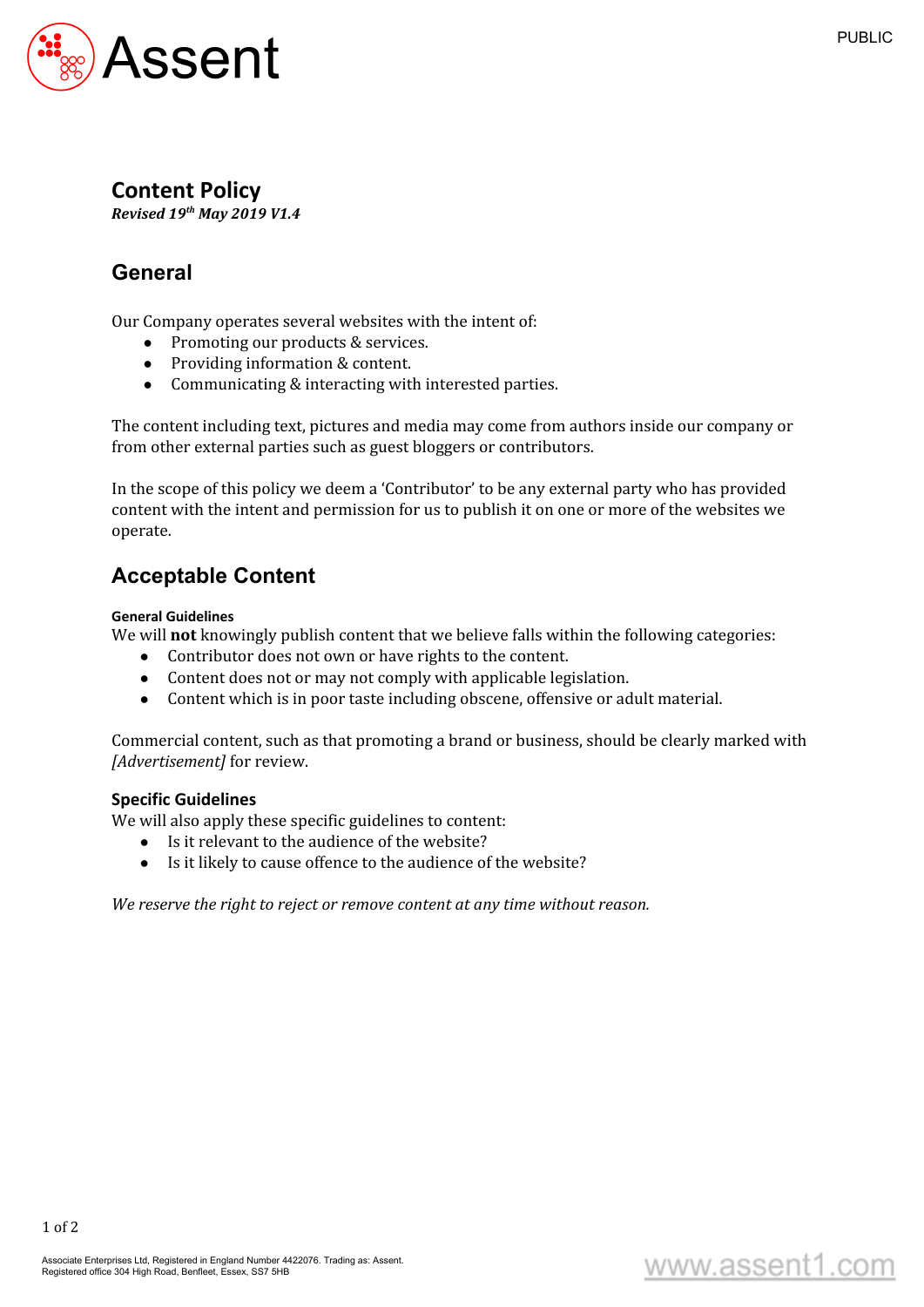# Content Policy

***Revised 19th May 2019 V1.4***

## General

Our Company operates several websites with the intent of:

- Promoting our products & services.
- Providing information & content.
- Communicating & interacting with interested parties.

The content including text, pictures and media may come from authors inside our company or from other external parties such as guest bloggers or contributors.

In the scope of this policy we deem a 'Contributor' to be any external party who has provided content with the intent and permission for us to publish it on one or more of the websites we operate.

## Acceptable Content

#### General Guidelines

We will **not** knowingly publish content that we believe falls within the following categories:

- Contributor does not own or have rights to the content.
- Content does not or may not comply with applicable legislation.
- Content which is in poor taste including obscene, offensive or adult material.

Commercial content, such as that promoting a brand or business, should be clearly marked with *[Advertisement]* for review.

### Specific Guidelines

We will also apply these specific guidelines to content:

- Is it relevant to the audience of the website?
- Is it likely to cause offence to the audience of the website?

*We reserve the right to reject or remove content at any time without reason.*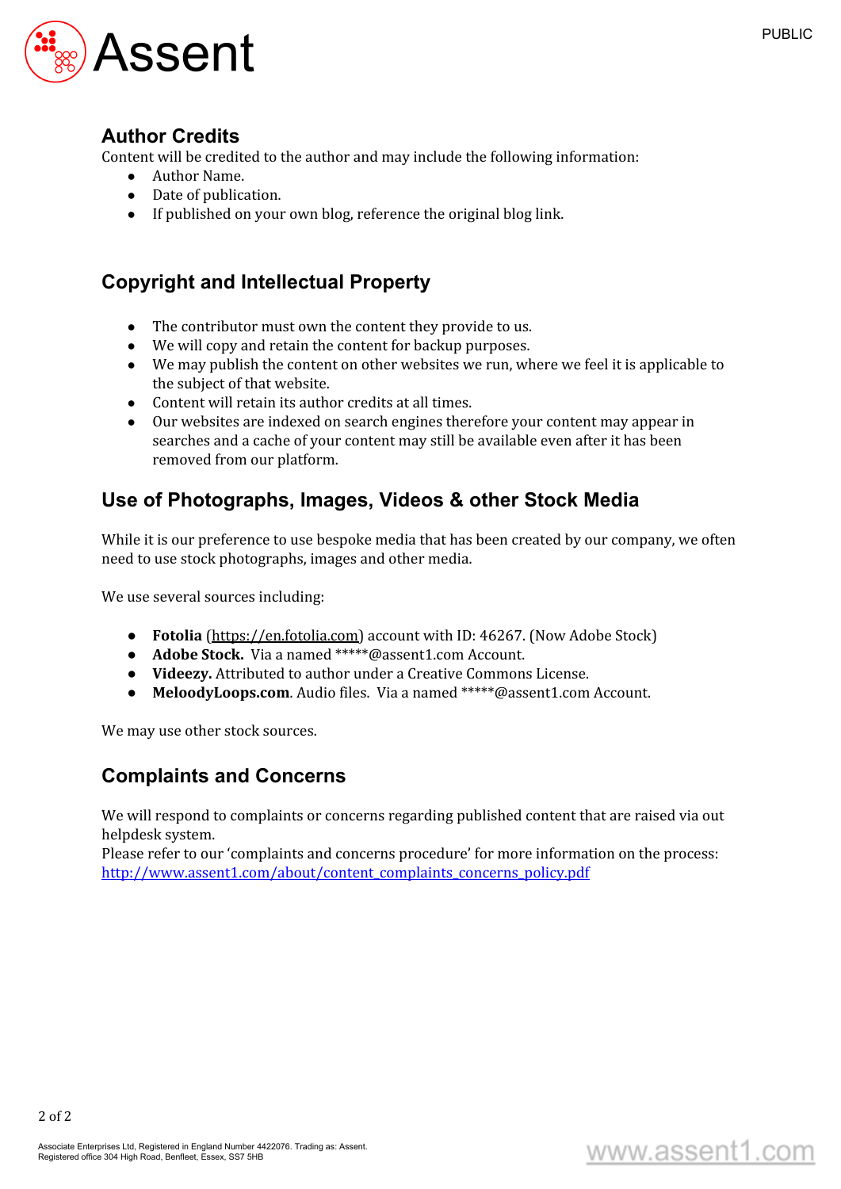## Author Credits

Content will be credited to the author and may include the following information:

- Author Name.
- Date of publication.
- If published on your own blog, reference the original blog link.

## Copyright and Intellectual Property

- The contributor must own the content they provide to us.
- We will copy and retain the content for backup purposes.
- We may publish the content on other websites we run, where we feel it is applicable to the subject of that website.
- Content will retain its author credits at all times.
- Our websites are indexed on search engines therefore your content may appear in searches and a cache of your content may still be available even after it has been removed from our platform.

## Use of Photographs, Images, Videos & other Stock Media

While it is our preference to use bespoke media that has been created by our company, we often need to use stock photographs, images and other media.

We use several sources including:

- **Fotolia** (https://en.fotolia.com) account with ID: 46267. (Now Adobe Stock)
- **Adobe Stock.** Via a named *****@assent1.com Account.
- **Videezy.** Attributed to author under a Creative Commons License.
- **MeloodyLoops.com**. Audio files. Via a named *****@assent1.com Account.

We may use other stock sources.

## Complaints and Concerns

We will respond to complaints or concerns regarding published content that are raised via out helpdesk system.
Please refer to our 'complaints and concerns procedure' for more information on the process:
http://www.assent1.com/about/content_complaints_concerns_policy.pdf

Associate Enterprises Ltd, Registered in England Number 4422076. Trading as: Assent.
Registered office 304 High Road, Benfleet, Essex, SS7 5HB